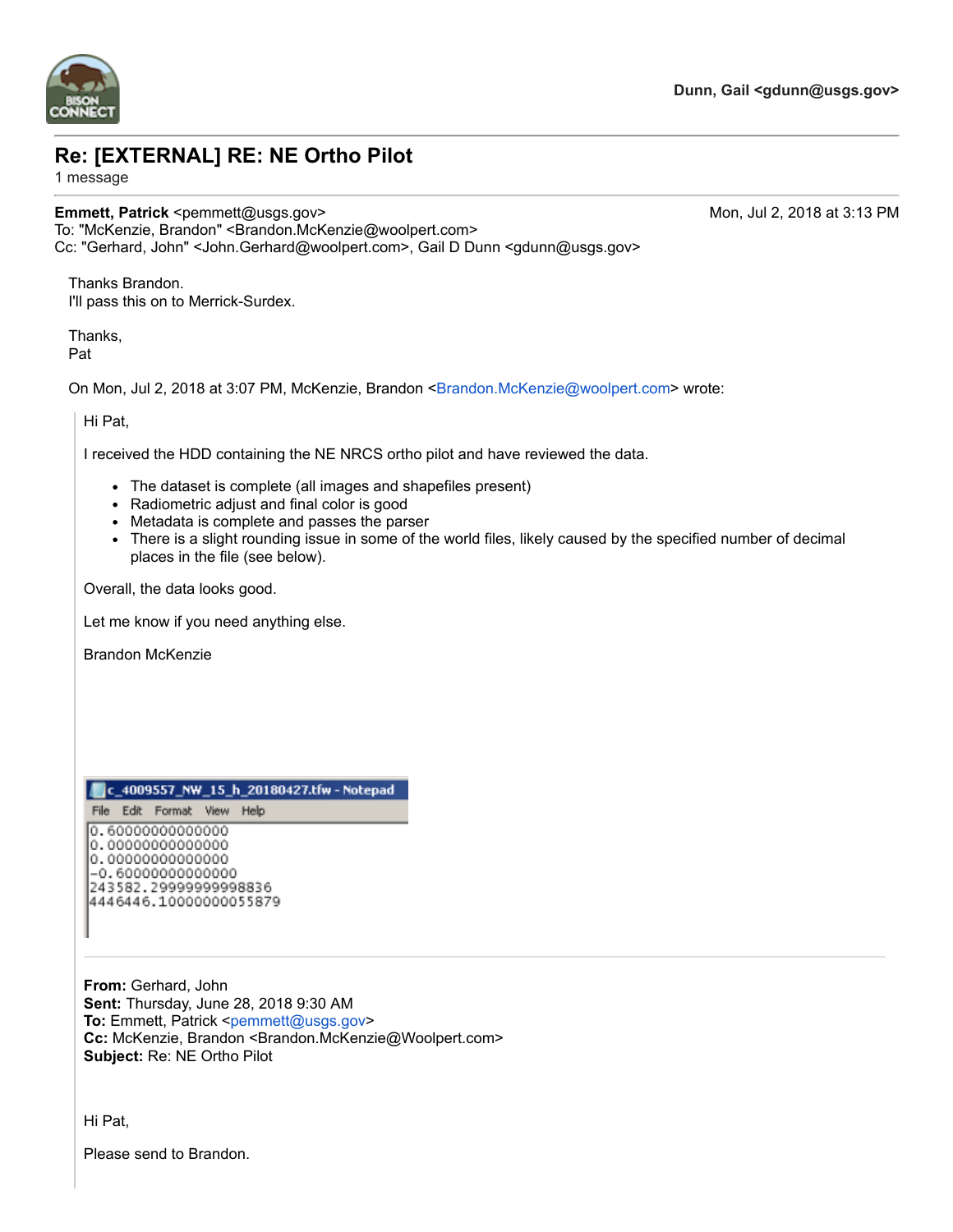Dunn, Gail <gdunn@usgs.gov>

# Re: [EXTERNAL] RE: NE Ortho Pilot

1 message

**Emmett, Patrick** <pemmett@usgs.gov>    Mon, Jul 2, 2018 at 3:13 PM
To: "McKenzie, Brandon" <Brandon.McKenzie@woolpert.com>
Cc: "Gerhard, John" <John.Gerhard@woolpert.com>, Gail D Dunn <gdunn@usgs.gov>

Thanks Brandon.
I'll pass this on to Merrick-Surdex.

Thanks,
Pat

On Mon, Jul 2, 2018 at 3:07 PM, McKenzie, Brandon <Brandon.McKenzie@woolpert.com> wrote:

> Hi Pat,
>
> I received the HDD containing the NE NRCS ortho pilot and have reviewed the data.
>
> - The dataset is complete (all images and shapefiles present)
> - Radiometric adjust and final color is good
> - Metadata is complete and passes the parser
> - There is a slight rounding issue in some of the world files, likely caused by the specified number of decimal places in the file (see below).
>
> Overall, the data looks good.
>
> Let me know if you need anything else.
>
> Brandon McKenzie
>
> c_4009557_NW_15_h_20180427.tfw - Notepad
>
> File Edit Format View Help
>
> ```
> 0.60000000000000
> 0.00000000000000
> 0.00000000000000
> -0.60000000000000
> 243582.29999999998836
> 4446446.10000000055879
> ```
>
> ---
>
> **From:** Gerhard, John
> **Sent:** Thursday, June 28, 2018 9:30 AM
> **To:** Emmett, Patrick <pemmett@usgs.gov>
> **Cc:** McKenzie, Brandon <Brandon.McKenzie@Woolpert.com>
> **Subject:** Re: NE Ortho Pilot
>
> Hi Pat,
>
> Please send to Brandon.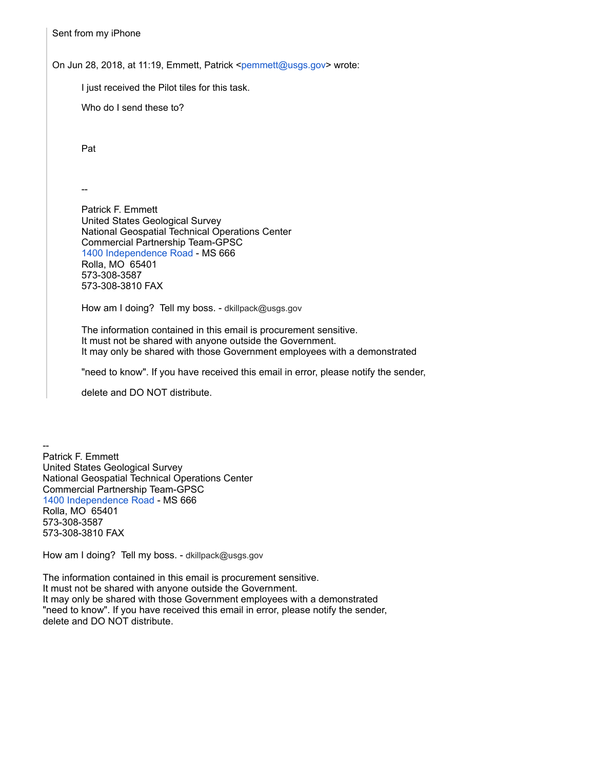Sent from my iPhone

On Jun 28, 2018, at 11:19, Emmett, Patrick <pemmett@usgs.gov> wrote:

> I just received the Pilot tiles for this task.
>
> Who do I send these to?
>
> Pat
>
> --
>
> Patrick F. Emmett
> United States Geological Survey
> National Geospatial Technical Operations Center
> Commercial Partnership Team-GPSC
> 1400 Independence Road - MS 666
> Rolla, MO 65401
> 573-308-3587
> 573-308-3810 FAX
>
> How am I doing? Tell my boss. - dkillpack@usgs.gov
>
> The information contained in this email is procurement sensitive.
> It must not be shared with anyone outside the Government.
> It may only be shared with those Government employees with a demonstrated
>
> "need to know". If you have received this email in error, please notify the sender,
>
> delete and DO NOT distribute.

--
Patrick F. Emmett
United States Geological Survey
National Geospatial Technical Operations Center
Commercial Partnership Team-GPSC
1400 Independence Road - MS 666
Rolla, MO 65401
573-308-3587
573-308-3810 FAX

How am I doing? Tell my boss. - dkillpack@usgs.gov

The information contained in this email is procurement sensitive.
It must not be shared with anyone outside the Government.
It may only be shared with those Government employees with a demonstrated
"need to know". If you have received this email in error, please notify the sender,
delete and DO NOT distribute.